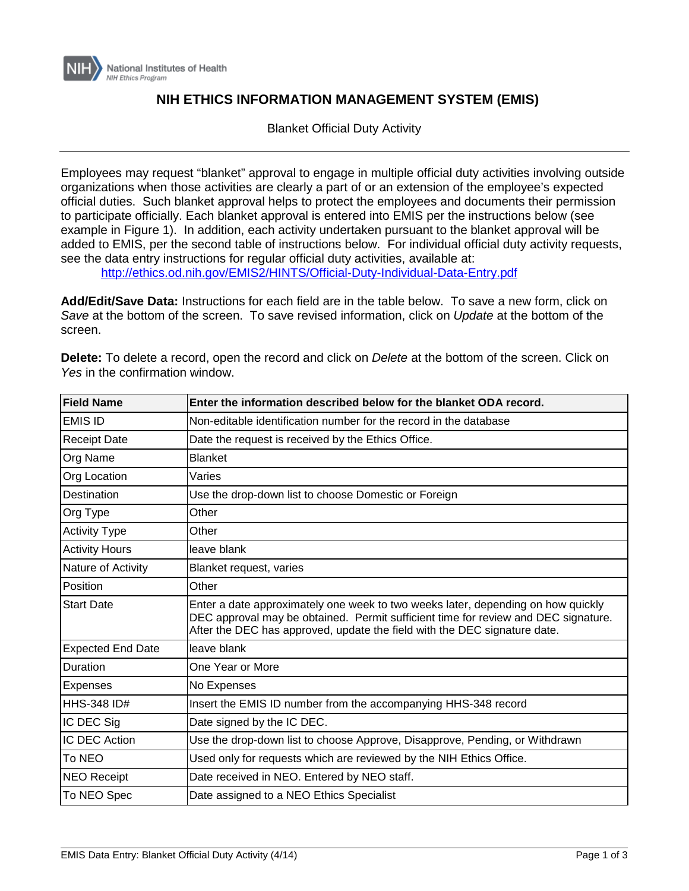National Institutes of Health
NIH Ethics Program

# NIH ETHICS INFORMATION MANAGEMENT SYSTEM (EMIS)

Blanket Official Duty Activity

---

Employees may request "blanket" approval to engage in multiple official duty activities involving outside organizations when those activities are clearly a part of or an extension of the employee's expected official duties. Such blanket approval helps to protect the employees and documents their permission to participate officially. Each blanket approval is entered into EMIS per the instructions below (see example in Figure 1). In addition, each activity undertaken pursuant to the blanket approval will be added to EMIS, per the second table of instructions below. For individual official duty activity requests, see the data entry instructions for regular official duty activities, available at:

http://ethics.od.nih.gov/EMIS2/HINTS/Official-Duty-Individual-Data-Entry.pdf

**Add/Edit/Save Data:** Instructions for each field are in the table below. To save a new form, click on *Save* at the bottom of the screen. To save revised information, click on *Update* at the bottom of the screen.

**Delete:** To delete a record, open the record and click on *Delete* at the bottom of the screen. Click on *Yes* in the confirmation window.

| Field Name | Enter the information described below for the blanket ODA record. |
|---|---|
| EMIS ID | Non-editable identification number for the record in the database |
| Receipt Date | Date the request is received by the Ethics Office. |
| Org Name | Blanket |
| Org Location | Varies |
| Destination | Use the drop-down list to choose Domestic or Foreign |
| Org Type | Other |
| Activity Type | Other |
| Activity Hours | leave blank |
| Nature of Activity | Blanket request, varies |
| Position | Other |
| Start Date | Enter a date approximately one week to two weeks later, depending on how quickly DEC approval may be obtained. Permit sufficient time for review and DEC signature. After the DEC has approved, update the field with the DEC signature date. |
| Expected End Date | leave blank |
| Duration | One Year or More |
| Expenses | No Expenses |
| HHS-348 ID# | Insert the EMIS ID number from the accompanying HHS-348 record |
| IC DEC Sig | Date signed by the IC DEC. |
| IC DEC Action | Use the drop-down list to choose Approve, Disapprove, Pending, or Withdrawn |
| To NEO | Used only for requests which are reviewed by the NIH Ethics Office. |
| NEO Receipt | Date received in NEO. Entered by NEO staff. |
| To NEO Spec | Date assigned to a NEO Ethics Specialist |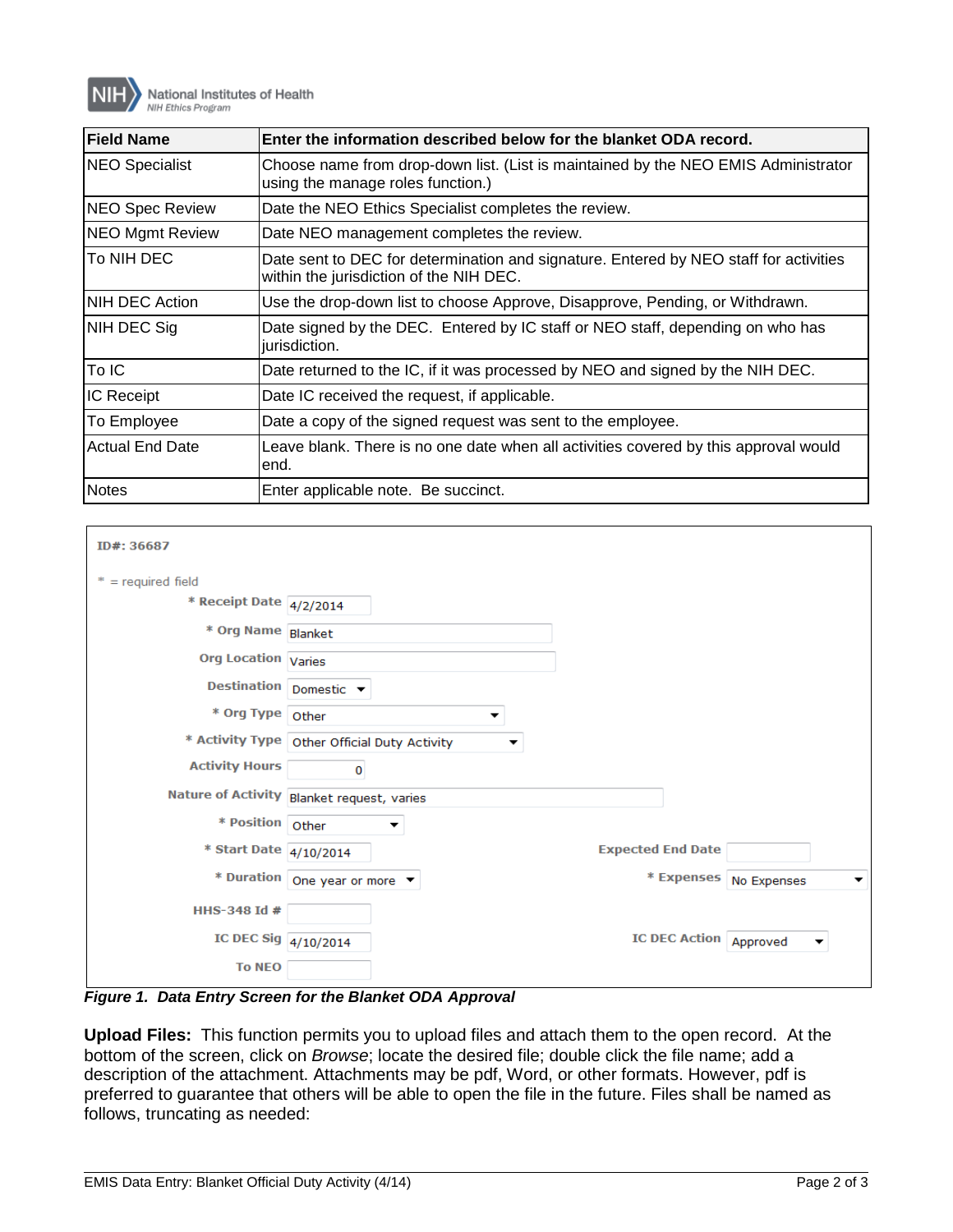| Field Name | Enter the information described below for the blanket ODA record. |
|---|---|
| NEO Specialist | Choose name from drop-down list. (List is maintained by the NEO EMIS Administrator using the manage roles function.) |
| NEO Spec Review | Date the NEO Ethics Specialist completes the review. |
| NEO Mgmt Review | Date NEO management completes the review. |
| To NIH DEC | Date sent to DEC for determination and signature. Entered by NEO staff for activities within the jurisdiction of the NIH DEC. |
| NIH DEC Action | Use the drop-down list to choose Approve, Disapprove, Pending, or Withdrawn. |
| NIH DEC Sig | Date signed by the DEC. Entered by IC staff or NEO staff, depending on who has jurisdiction. |
| To IC | Date returned to the IC, if it was processed by NEO and signed by the NIH DEC. |
| IC Receipt | Date IC received the request, if applicable. |
| To Employee | Date a copy of the signed request was sent to the employee. |
| Actual End Date | Leave blank. There is no one date when all activities covered by this approval would end. |
| Notes | Enter applicable note. Be succinct. |

**ID#: 36687**

* = required field

| Field | Value | Field | Value |
|---|---|---|---|
| * Receipt Date | 4/2/2014 | | |
| * Org Name | Blanket | | |
| Org Location | Varies | | |
| Destination | Domestic | | |
| * Org Type | Other | | |
| * Activity Type | Other Official Duty Activity | | |
| Activity Hours | 0 | | |
| Nature of Activity | Blanket request, varies | | |
| * Position | Other | | |
| * Start Date | 4/10/2014 | Expected End Date | |
| * Duration | One year or more | * Expenses | No Expenses |
| HHS-348 Id # | | | |
| IC DEC Sig | 4/10/2014 | IC DEC Action | Approved |
| To NEO | | | |

***Figure 1. Data Entry Screen for the Blanket ODA Approval***

**Upload Files:** This function permits you to upload files and attach them to the open record. At the bottom of the screen, click on *Browse*; locate the desired file; double click the file name; add a description of the attachment. Attachments may be pdf, Word, or other formats. However, pdf is preferred to guarantee that others will be able to open the file in the future. Files shall be named as follows, truncating as needed: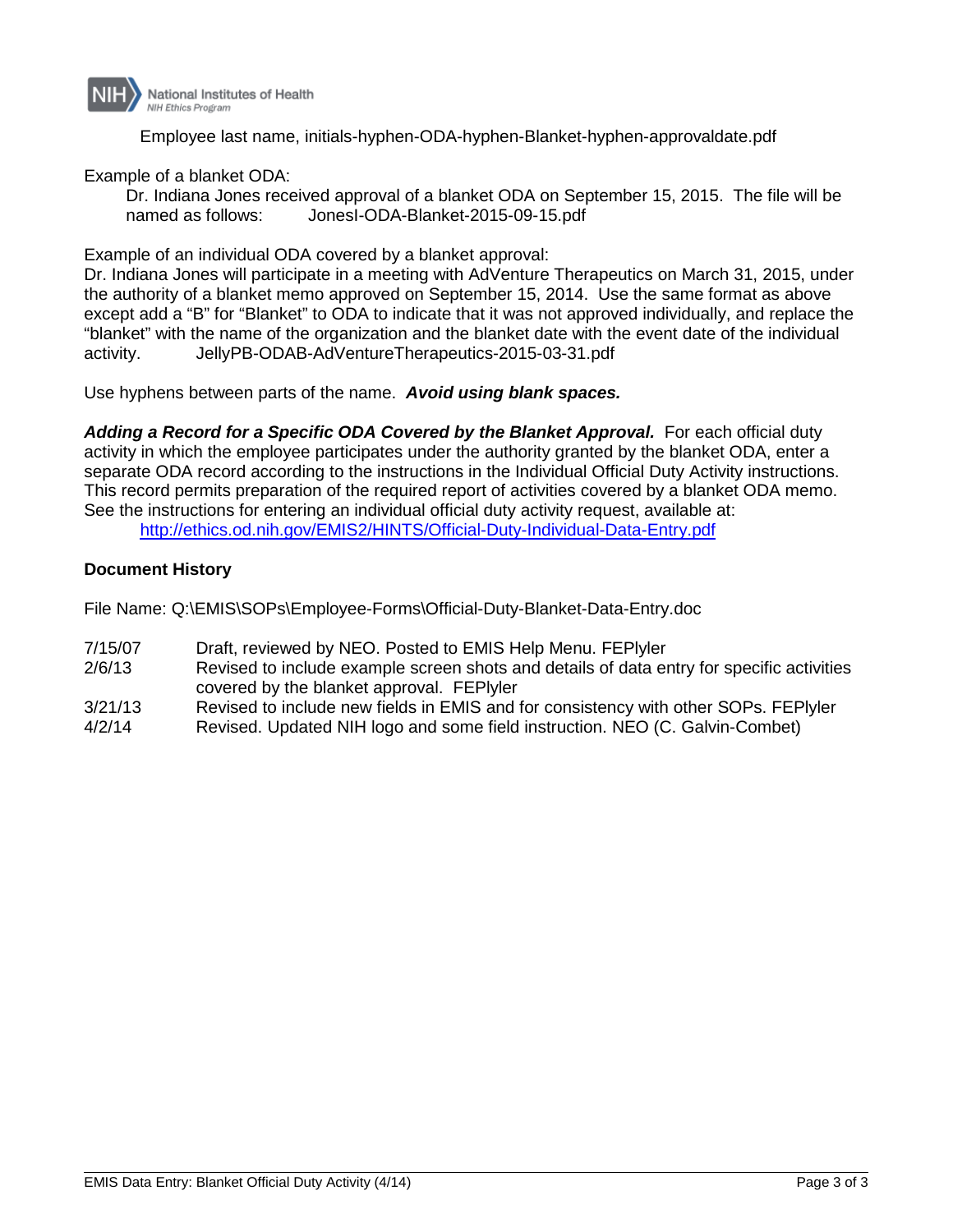Employee last name, initials-hyphen-ODA-hyphen-Blanket-hyphen-approvaldate.pdf

Example of a blanket ODA:

Dr. Indiana Jones received approval of a blanket ODA on September 15, 2015. The file will be named as follows: JonesI-ODA-Blanket-2015-09-15.pdf

Example of an individual ODA covered by a blanket approval:
Dr. Indiana Jones will participate in a meeting with AdVenture Therapeutics on March 31, 2015, under the authority of a blanket memo approved on September 15, 2014. Use the same format as above except add a "B" for "Blanket" to ODA to indicate that it was not approved individually, and replace the "blanket" with the name of the organization and the blanket date with the event date of the individual activity. JellyPB-ODAB-AdVentureTherapeutics-2015-03-31.pdf

Use hyphens between parts of the name. ***Avoid using blank spaces.***

***Adding a Record for a Specific ODA Covered by the Blanket Approval.*** For each official duty activity in which the employee participates under the authority granted by the blanket ODA, enter a separate ODA record according to the instructions in the Individual Official Duty Activity instructions. This record permits preparation of the required report of activities covered by a blanket ODA memo. See the instructions for entering an individual official duty activity request, available at:

http://ethics.od.nih.gov/EMIS2/HINTS/Official-Duty-Individual-Data-Entry.pdf

**Document History**

File Name: Q:\EMIS\SOPs\Employee-Forms\Official-Duty-Blanket-Data-Entry.doc

| | |
|---|---|
| 7/15/07 | Draft, reviewed by NEO. Posted to EMIS Help Menu. FEPlyler |
| 2/6/13 | Revised to include example screen shots and details of data entry for specific activities covered by the blanket approval. FEPlyler |
| 3/21/13 | Revised to include new fields in EMIS and for consistency with other SOPs. FEPlyler |
| 4/2/14 | Revised. Updated NIH logo and some field instruction. NEO (C. Galvin-Combet) |